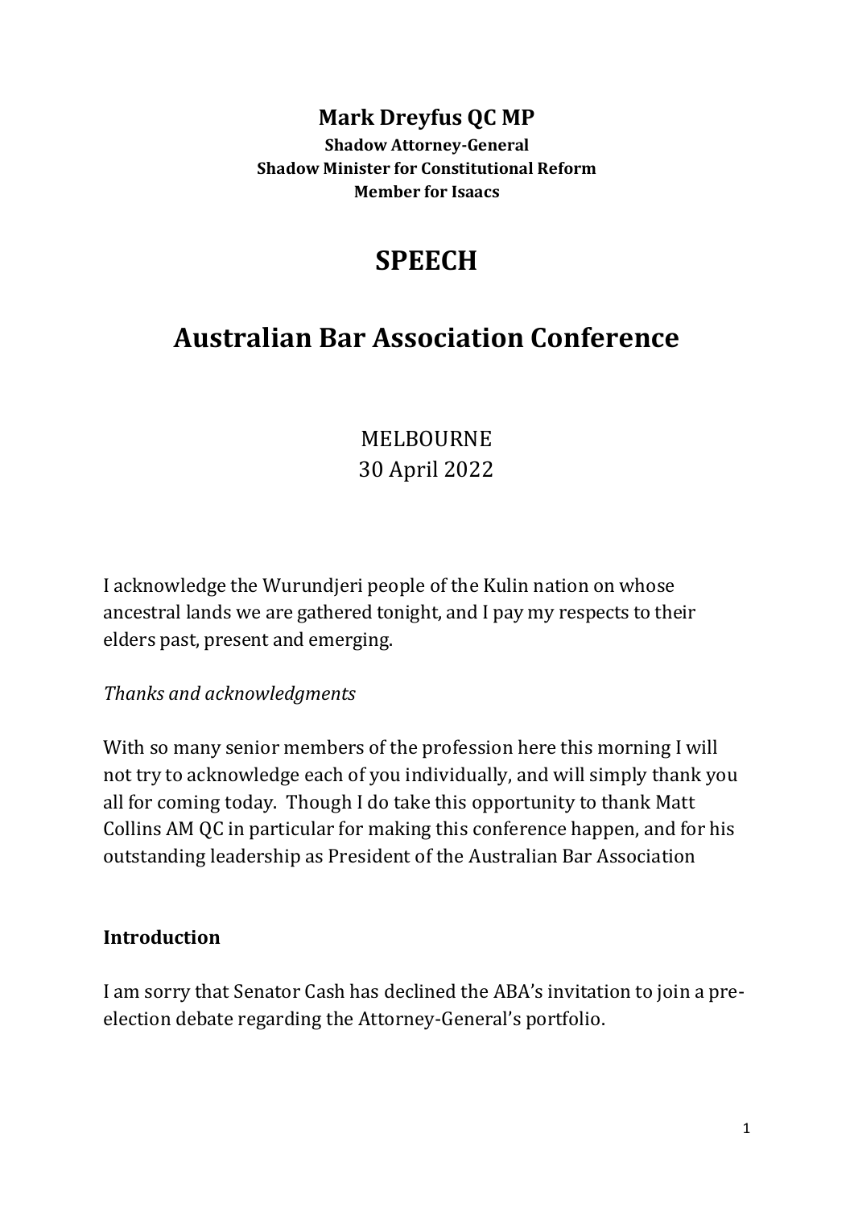**Mark Dreyfus QC MP**

**Shadow Attorney-General**
**Shadow Minister for Constitutional Reform**
**Member for Isaacs**

# SPEECH

# Australian Bar Association Conference

MELBOURNE
30 April 2022

I acknowledge the Wurundjeri people of the Kulin nation on whose ancestral lands we are gathered tonight, and I pay my respects to their elders past, present and emerging.

*Thanks and acknowledgments*

With so many senior members of the profession here this morning I will not try to acknowledge each of you individually, and will simply thank you all for coming today. Though I do take this opportunity to thank Matt Collins AM QC in particular for making this conference happen, and for his outstanding leadership as President of the Australian Bar Association

## Introduction

I am sorry that Senator Cash has declined the ABA's invitation to join a pre-election debate regarding the Attorney-General's portfolio.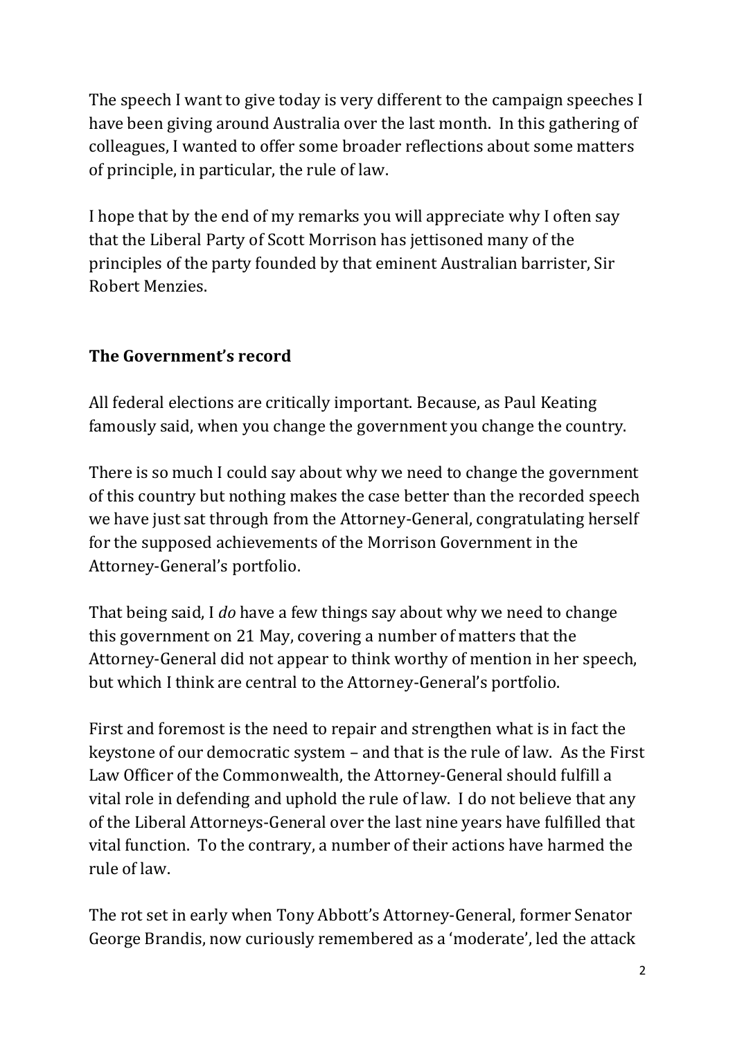The speech I want to give today is very different to the campaign speeches I have been giving around Australia over the last month. In this gathering of colleagues, I wanted to offer some broader reflections about some matters of principle, in particular, the rule of law.

I hope that by the end of my remarks you will appreciate why I often say that the Liberal Party of Scott Morrison has jettisoned many of the principles of the party founded by that eminent Australian barrister, Sir Robert Menzies.

## The Government's record

All federal elections are critically important. Because, as Paul Keating famously said, when you change the government you change the country.

There is so much I could say about why we need to change the government of this country but nothing makes the case better than the recorded speech we have just sat through from the Attorney-General, congratulating herself for the supposed achievements of the Morrison Government in the Attorney-General's portfolio.

That being said, I *do* have a few things say about why we need to change this government on 21 May, covering a number of matters that the Attorney-General did not appear to think worthy of mention in her speech, but which I think are central to the Attorney-General's portfolio.

First and foremost is the need to repair and strengthen what is in fact the keystone of our democratic system – and that is the rule of law. As the First Law Officer of the Commonwealth, the Attorney-General should fulfill a vital role in defending and uphold the rule of law. I do not believe that any of the Liberal Attorneys-General over the last nine years have fulfilled that vital function. To the contrary, a number of their actions have harmed the rule of law.

The rot set in early when Tony Abbott's Attorney-General, former Senator George Brandis, now curiously remembered as a 'moderate', led the attack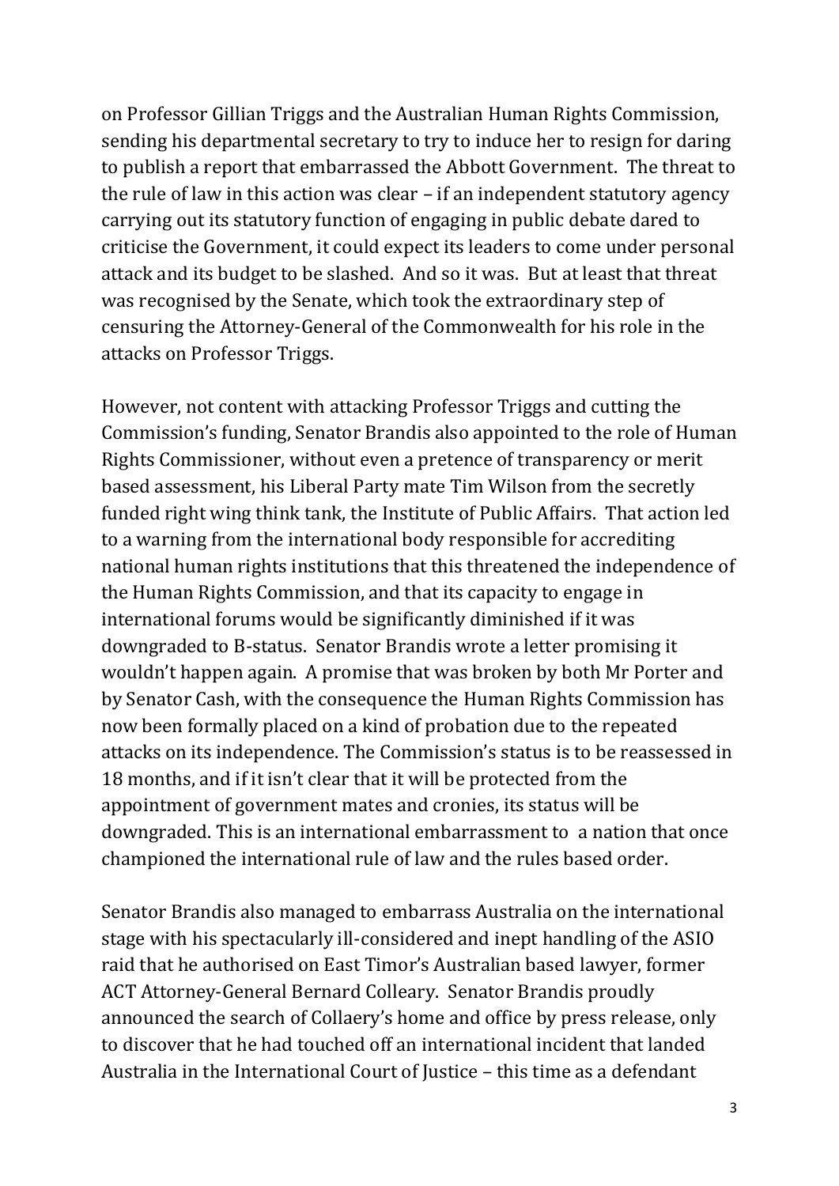on Professor Gillian Triggs and the Australian Human Rights Commission, sending his departmental secretary to try to induce her to resign for daring to publish a report that embarrassed the Abbott Government. The threat to the rule of law in this action was clear – if an independent statutory agency carrying out its statutory function of engaging in public debate dared to criticise the Government, it could expect its leaders to come under personal attack and its budget to be slashed. And so it was. But at least that threat was recognised by the Senate, which took the extraordinary step of censuring the Attorney-General of the Commonwealth for his role in the attacks on Professor Triggs.

However, not content with attacking Professor Triggs and cutting the Commission's funding, Senator Brandis also appointed to the role of Human Rights Commissioner, without even a pretence of transparency or merit based assessment, his Liberal Party mate Tim Wilson from the secretly funded right wing think tank, the Institute of Public Affairs. That action led to a warning from the international body responsible for accrediting national human rights institutions that this threatened the independence of the Human Rights Commission, and that its capacity to engage in international forums would be significantly diminished if it was downgraded to B-status. Senator Brandis wrote a letter promising it wouldn't happen again. A promise that was broken by both Mr Porter and by Senator Cash, with the consequence the Human Rights Commission has now been formally placed on a kind of probation due to the repeated attacks on its independence. The Commission's status is to be reassessed in 18 months, and if it isn't clear that it will be protected from the appointment of government mates and cronies, its status will be downgraded. This is an international embarrassment to a nation that once championed the international rule of law and the rules based order.

Senator Brandis also managed to embarrass Australia on the international stage with his spectacularly ill-considered and inept handling of the ASIO raid that he authorised on East Timor's Australian based lawyer, former ACT Attorney-General Bernard Colleary. Senator Brandis proudly announced the search of Collaery's home and office by press release, only to discover that he had touched off an international incident that landed Australia in the International Court of Justice – this time as a defendant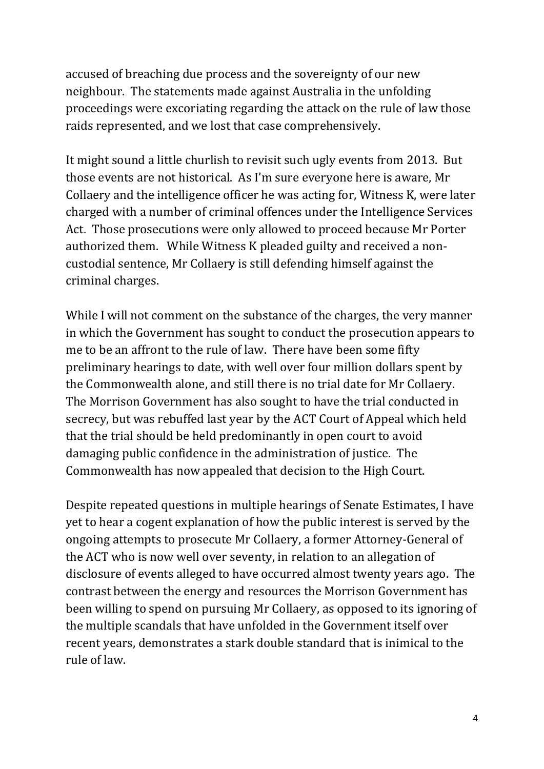accused of breaching due process and the sovereignty of our new neighbour. The statements made against Australia in the unfolding proceedings were excoriating regarding the attack on the rule of law those raids represented, and we lost that case comprehensively.

It might sound a little churlish to revisit such ugly events from 2013. But those events are not historical. As I'm sure everyone here is aware, Mr Collaery and the intelligence officer he was acting for, Witness K, were later charged with a number of criminal offences under the Intelligence Services Act. Those prosecutions were only allowed to proceed because Mr Porter authorized them. While Witness K pleaded guilty and received a non-custodial sentence, Mr Collaery is still defending himself against the criminal charges.

While I will not comment on the substance of the charges, the very manner in which the Government has sought to conduct the prosecution appears to me to be an affront to the rule of law. There have been some fifty preliminary hearings to date, with well over four million dollars spent by the Commonwealth alone, and still there is no trial date for Mr Collaery. The Morrison Government has also sought to have the trial conducted in secrecy, but was rebuffed last year by the ACT Court of Appeal which held that the trial should be held predominantly in open court to avoid damaging public confidence in the administration of justice. The Commonwealth has now appealed that decision to the High Court.

Despite repeated questions in multiple hearings of Senate Estimates, I have yet to hear a cogent explanation of how the public interest is served by the ongoing attempts to prosecute Mr Collaery, a former Attorney-General of the ACT who is now well over seventy, in relation to an allegation of disclosure of events alleged to have occurred almost twenty years ago. The contrast between the energy and resources the Morrison Government has been willing to spend on pursuing Mr Collaery, as opposed to its ignoring of the multiple scandals that have unfolded in the Government itself over recent years, demonstrates a stark double standard that is inimical to the rule of law.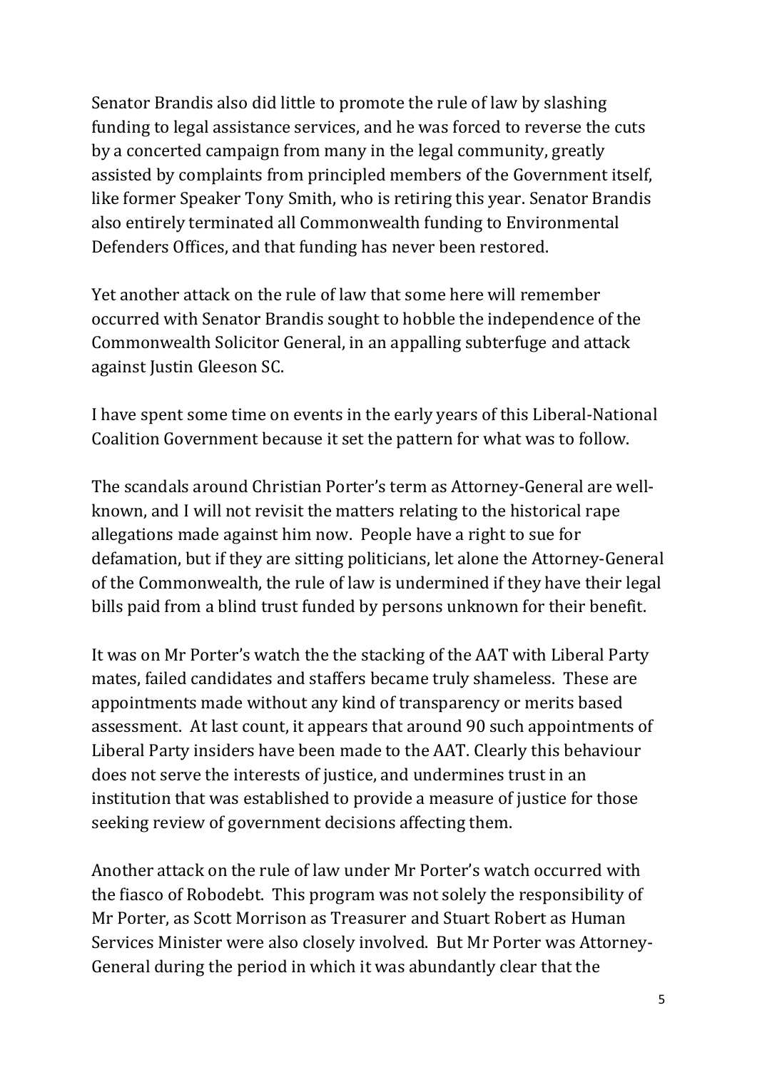Senator Brandis also did little to promote the rule of law by slashing funding to legal assistance services, and he was forced to reverse the cuts by a concerted campaign from many in the legal community, greatly assisted by complaints from principled members of the Government itself, like former Speaker Tony Smith, who is retiring this year. Senator Brandis also entirely terminated all Commonwealth funding to Environmental Defenders Offices, and that funding has never been restored.

Yet another attack on the rule of law that some here will remember occurred with Senator Brandis sought to hobble the independence of the Commonwealth Solicitor General, in an appalling subterfuge and attack against Justin Gleeson SC.

I have spent some time on events in the early years of this Liberal-National Coalition Government because it set the pattern for what was to follow.

The scandals around Christian Porter's term as Attorney-General are well-known, and I will not revisit the matters relating to the historical rape allegations made against him now. People have a right to sue for defamation, but if they are sitting politicians, let alone the Attorney-General of the Commonwealth, the rule of law is undermined if they have their legal bills paid from a blind trust funded by persons unknown for their benefit.

It was on Mr Porter's watch the the stacking of the AAT with Liberal Party mates, failed candidates and staffers became truly shameless. These are appointments made without any kind of transparency or merits based assessment. At last count, it appears that around 90 such appointments of Liberal Party insiders have been made to the AAT. Clearly this behaviour does not serve the interests of justice, and undermines trust in an institution that was established to provide a measure of justice for those seeking review of government decisions affecting them.

Another attack on the rule of law under Mr Porter's watch occurred with the fiasco of Robodebt. This program was not solely the responsibility of Mr Porter, as Scott Morrison as Treasurer and Stuart Robert as Human Services Minister were also closely involved. But Mr Porter was Attorney-General during the period in which it was abundantly clear that the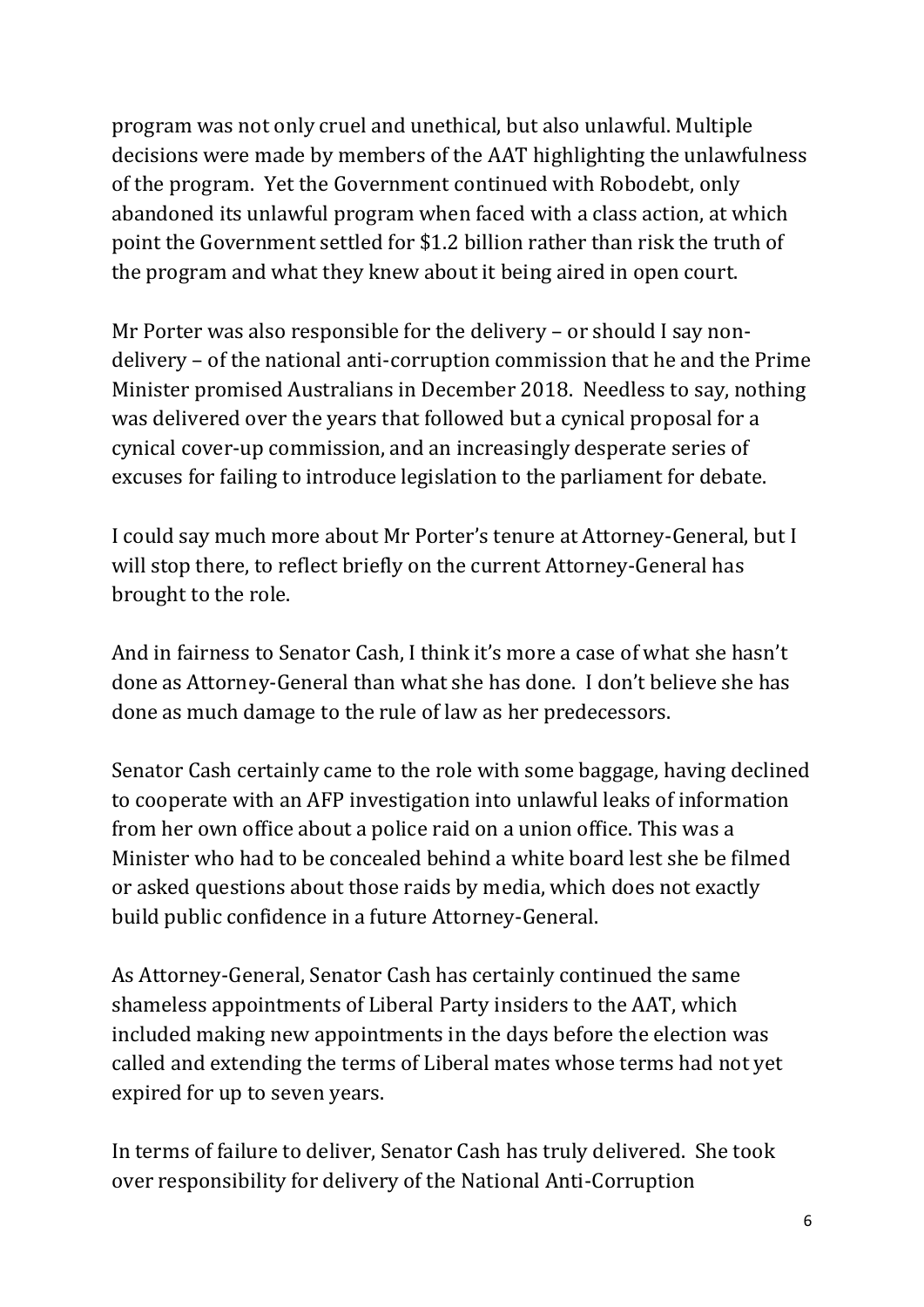program was not only cruel and unethical, but also unlawful. Multiple decisions were made by members of the AAT highlighting the unlawfulness of the program. Yet the Government continued with Robodebt, only abandoned its unlawful program when faced with a class action, at which point the Government settled for $1.2 billion rather than risk the truth of the program and what they knew about it being aired in open court.

Mr Porter was also responsible for the delivery – or should I say non-delivery – of the national anti-corruption commission that he and the Prime Minister promised Australians in December 2018. Needless to say, nothing was delivered over the years that followed but a cynical proposal for a cynical cover-up commission, and an increasingly desperate series of excuses for failing to introduce legislation to the parliament for debate.

I could say much more about Mr Porter's tenure at Attorney-General, but I will stop there, to reflect briefly on the current Attorney-General has brought to the role.

And in fairness to Senator Cash, I think it's more a case of what she hasn't done as Attorney-General than what she has done. I don't believe she has done as much damage to the rule of law as her predecessors.

Senator Cash certainly came to the role with some baggage, having declined to cooperate with an AFP investigation into unlawful leaks of information from her own office about a police raid on a union office. This was a Minister who had to be concealed behind a white board lest she be filmed or asked questions about those raids by media, which does not exactly build public confidence in a future Attorney-General.

As Attorney-General, Senator Cash has certainly continued the same shameless appointments of Liberal Party insiders to the AAT, which included making new appointments in the days before the election was called and extending the terms of Liberal mates whose terms had not yet expired for up to seven years.

In terms of failure to deliver, Senator Cash has truly delivered. She took over responsibility for delivery of the National Anti-Corruption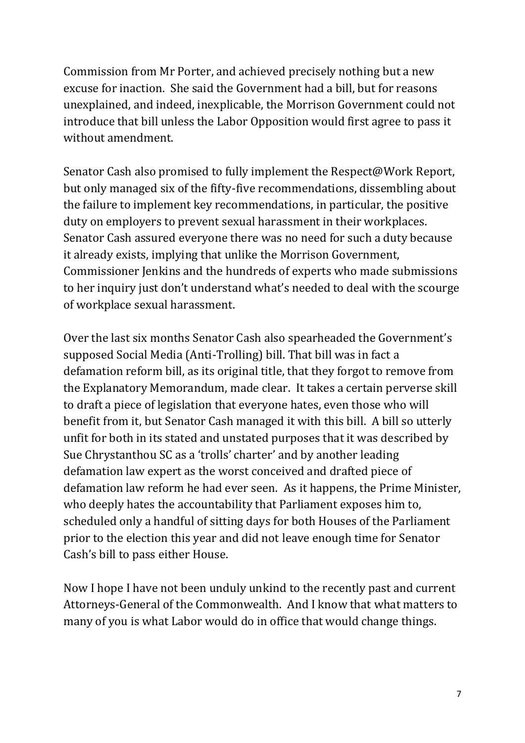Commission from Mr Porter, and achieved precisely nothing but a new excuse for inaction. She said the Government had a bill, but for reasons unexplained, and indeed, inexplicable, the Morrison Government could not introduce that bill unless the Labor Opposition would first agree to pass it without amendment.

Senator Cash also promised to fully implement the Respect@Work Report, but only managed six of the fifty-five recommendations, dissembling about the failure to implement key recommendations, in particular, the positive duty on employers to prevent sexual harassment in their workplaces. Senator Cash assured everyone there was no need for such a duty because it already exists, implying that unlike the Morrison Government, Commissioner Jenkins and the hundreds of experts who made submissions to her inquiry just don't understand what's needed to deal with the scourge of workplace sexual harassment.

Over the last six months Senator Cash also spearheaded the Government's supposed Social Media (Anti-Trolling) bill. That bill was in fact a defamation reform bill, as its original title, that they forgot to remove from the Explanatory Memorandum, made clear. It takes a certain perverse skill to draft a piece of legislation that everyone hates, even those who will benefit from it, but Senator Cash managed it with this bill. A bill so utterly unfit for both in its stated and unstated purposes that it was described by Sue Chrystanthou SC as a 'trolls' charter' and by another leading defamation law expert as the worst conceived and drafted piece of defamation law reform he had ever seen. As it happens, the Prime Minister, who deeply hates the accountability that Parliament exposes him to, scheduled only a handful of sitting days for both Houses of the Parliament prior to the election this year and did not leave enough time for Senator Cash's bill to pass either House.

Now I hope I have not been unduly unkind to the recently past and current Attorneys-General of the Commonwealth. And I know that what matters to many of you is what Labor would do in office that would change things.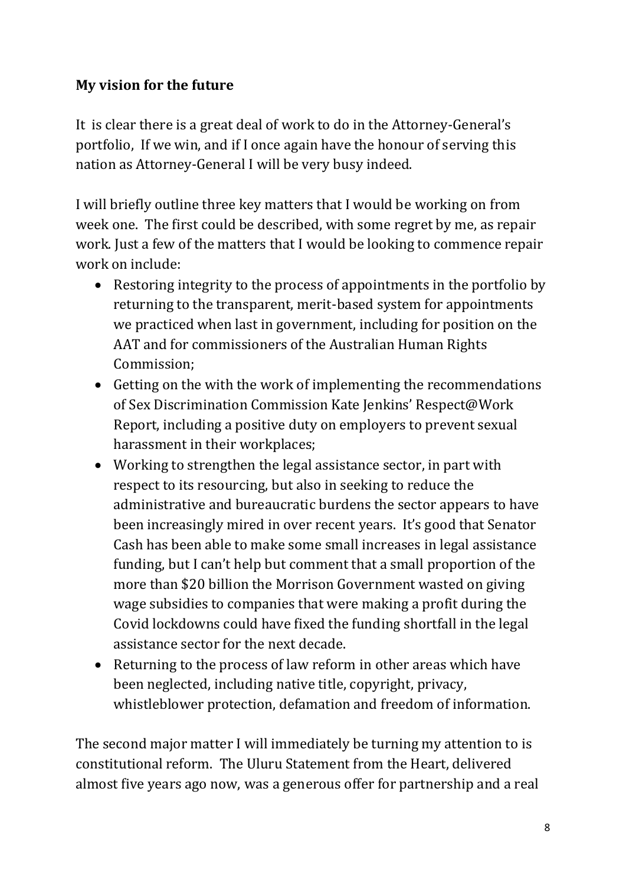**My vision for the future**

It is clear there is a great deal of work to do in the Attorney-General's portfolio, If we win, and if I once again have the honour of serving this nation as Attorney-General I will be very busy indeed.

I will briefly outline three key matters that I would be working on from week one. The first could be described, with some regret by me, as repair work. Just a few of the matters that I would be looking to commence repair work on include:

- Restoring integrity to the process of appointments in the portfolio by returning to the transparent, merit-based system for appointments we practiced when last in government, including for position on the AAT and for commissioners of the Australian Human Rights Commission;
- Getting on the with the work of implementing the recommendations of Sex Discrimination Commission Kate Jenkins' Respect@Work Report, including a positive duty on employers to prevent sexual harassment in their workplaces;
- Working to strengthen the legal assistance sector, in part with respect to its resourcing, but also in seeking to reduce the administrative and bureaucratic burdens the sector appears to have been increasingly mired in over recent years. It's good that Senator Cash has been able to make some small increases in legal assistance funding, but I can't help but comment that a small proportion of the more than $20 billion the Morrison Government wasted on giving wage subsidies to companies that were making a profit during the Covid lockdowns could have fixed the funding shortfall in the legal assistance sector for the next decade.
- Returning to the process of law reform in other areas which have been neglected, including native title, copyright, privacy, whistleblower protection, defamation and freedom of information.

The second major matter I will immediately be turning my attention to is constitutional reform. The Uluru Statement from the Heart, delivered almost five years ago now, was a generous offer for partnership and a real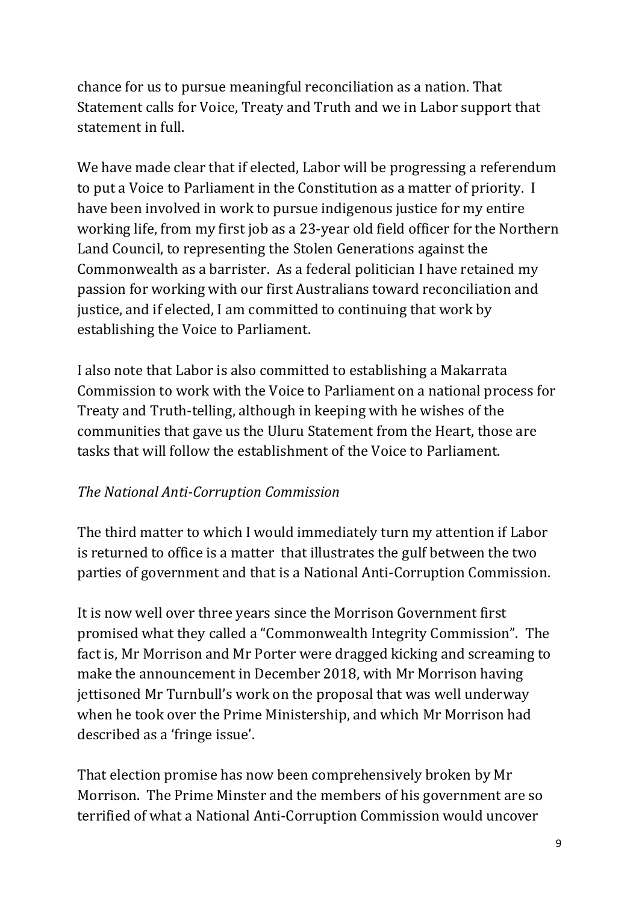chance for us to pursue meaningful reconciliation as a nation. That Statement calls for Voice, Treaty and Truth and we in Labor support that statement in full.

We have made clear that if elected, Labor will be progressing a referendum to put a Voice to Parliament in the Constitution as a matter of priority. I have been involved in work to pursue indigenous justice for my entire working life, from my first job as a 23-year old field officer for the Northern Land Council, to representing the Stolen Generations against the Commonwealth as a barrister. As a federal politician I have retained my passion for working with our first Australians toward reconciliation and justice, and if elected, I am committed to continuing that work by establishing the Voice to Parliament.

I also note that Labor is also committed to establishing a Makarrata Commission to work with the Voice to Parliament on a national process for Treaty and Truth-telling, although in keeping with he wishes of the communities that gave us the Uluru Statement from the Heart, those are tasks that will follow the establishment of the Voice to Parliament.

*The National Anti-Corruption Commission*

The third matter to which I would immediately turn my attention if Labor is returned to office is a matter that illustrates the gulf between the two parties of government and that is a National Anti-Corruption Commission.

It is now well over three years since the Morrison Government first promised what they called a "Commonwealth Integrity Commission". The fact is, Mr Morrison and Mr Porter were dragged kicking and screaming to make the announcement in December 2018, with Mr Morrison having jettisoned Mr Turnbull's work on the proposal that was well underway when he took over the Prime Ministership, and which Mr Morrison had described as a 'fringe issue'.

That election promise has now been comprehensively broken by Mr Morrison. The Prime Minster and the members of his government are so terrified of what a National Anti-Corruption Commission would uncover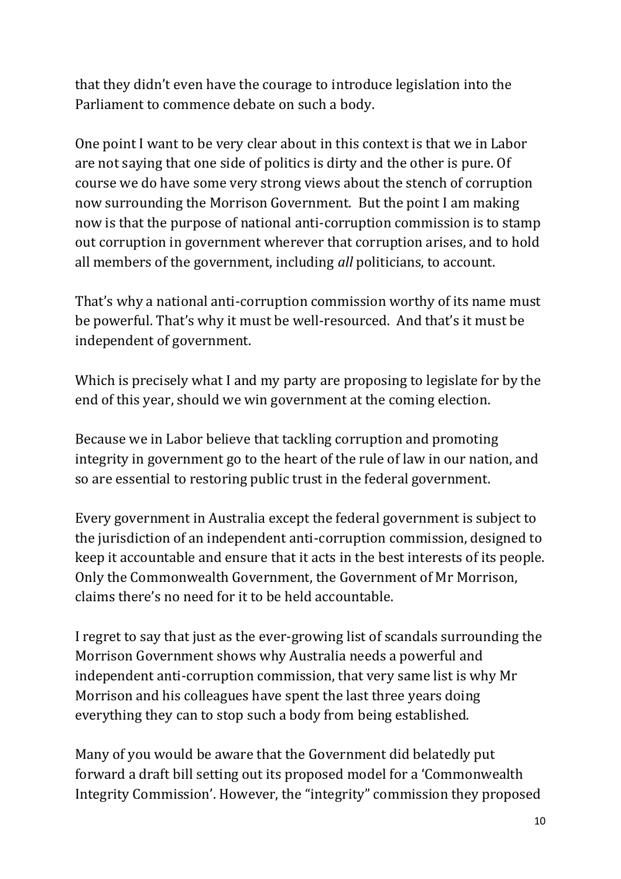that they didn't even have the courage to introduce legislation into the Parliament to commence debate on such a body.

One point I want to be very clear about in this context is that we in Labor are not saying that one side of politics is dirty and the other is pure. Of course we do have some very strong views about the stench of corruption now surrounding the Morrison Government. But the point I am making now is that the purpose of national anti-corruption commission is to stamp out corruption in government wherever that corruption arises, and to hold all members of the government, including *all* politicians, to account.

That's why a national anti-corruption commission worthy of its name must be powerful. That's why it must be well-resourced. And that's it must be independent of government.

Which is precisely what I and my party are proposing to legislate for by the end of this year, should we win government at the coming election.

Because we in Labor believe that tackling corruption and promoting integrity in government go to the heart of the rule of law in our nation, and so are essential to restoring public trust in the federal government.

Every government in Australia except the federal government is subject to the jurisdiction of an independent anti-corruption commission, designed to keep it accountable and ensure that it acts in the best interests of its people. Only the Commonwealth Government, the Government of Mr Morrison, claims there's no need for it to be held accountable.

I regret to say that just as the ever-growing list of scandals surrounding the Morrison Government shows why Australia needs a powerful and independent anti-corruption commission, that very same list is why Mr Morrison and his colleagues have spent the last three years doing everything they can to stop such a body from being established.

Many of you would be aware that the Government did belatedly put forward a draft bill setting out its proposed model for a 'Commonwealth Integrity Commission'. However, the "integrity" commission they proposed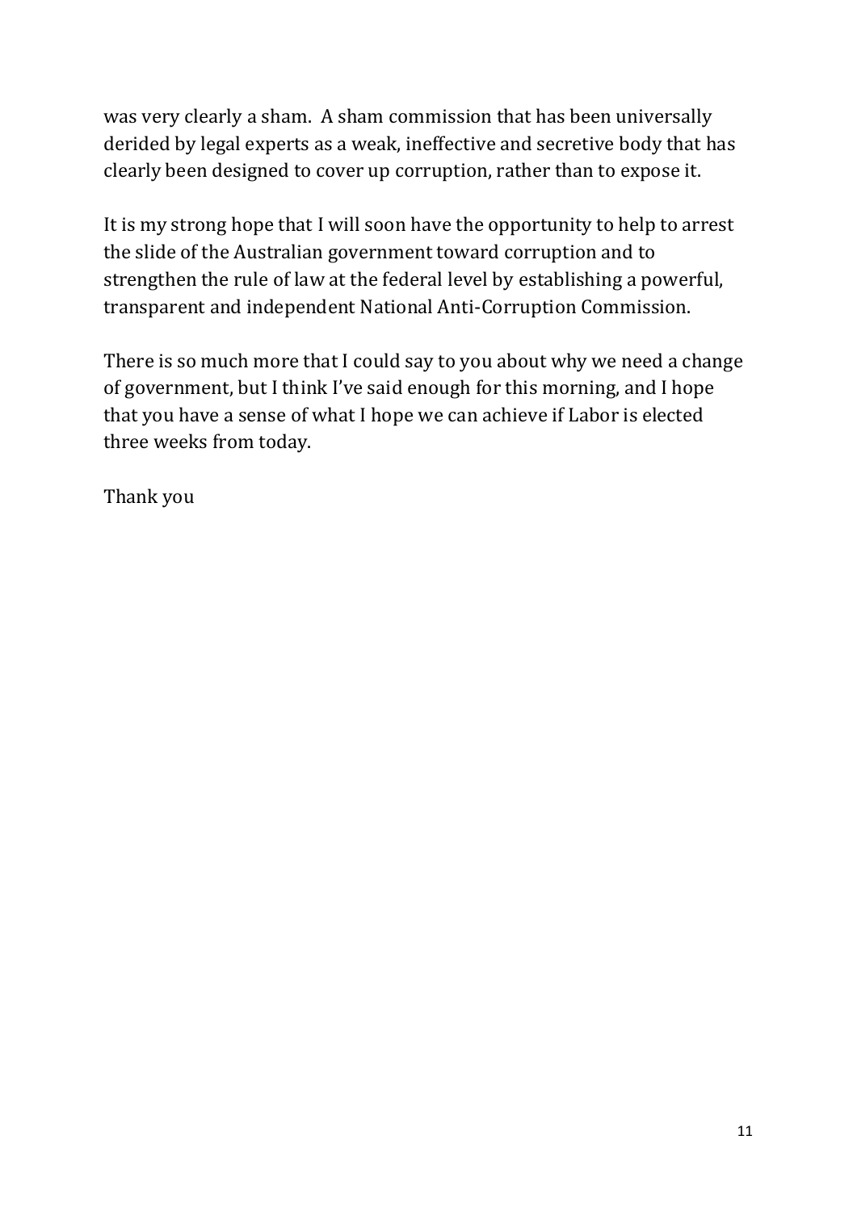was very clearly a sham.  A sham commission that has been universally derided by legal experts as a weak, ineffective and secretive body that has clearly been designed to cover up corruption, rather than to expose it.

It is my strong hope that I will soon have the opportunity to help to arrest the slide of the Australian government toward corruption and to strengthen the rule of law at the federal level by establishing a powerful, transparent and independent National Anti-Corruption Commission.

There is so much more that I could say to you about why we need a change of government, but I think I've said enough for this morning, and I hope that you have a sense of what I hope we can achieve if Labor is elected three weeks from today.

Thank you